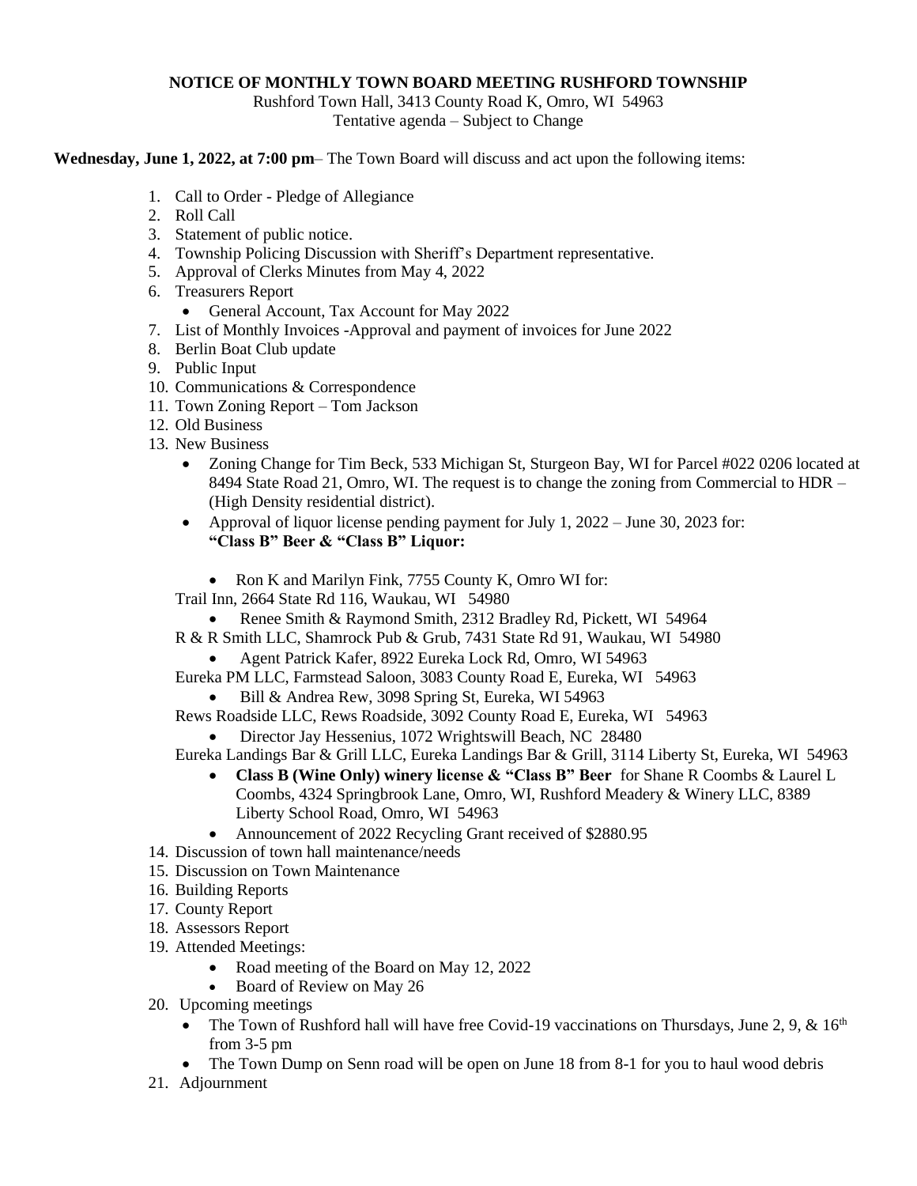**NOTICE OF MONTHLY TOWN BOARD MEETING RUSHFORD TOWNSHIP**

Rushford Town Hall, 3413 County Road K, Omro, WI 54963

Tentative agenda – Subject to Change

**Wednesday, June 1, 2022, at 7:00 pm**– The Town Board will discuss and act upon the following items:

1. Call to Order - Pledge of Allegiance
2. Roll Call
3. Statement of public notice.
4. Township Policing Discussion with Sheriff's Department representative.
5. Approval of Clerks Minutes from May 4, 2022
6. Treasurers Report
   - General Account, Tax Account for May 2022
7. List of Monthly Invoices -Approval and payment of invoices for June 2022
8. Berlin Boat Club update
9. Public Input
10. Communications & Correspondence
11. Town Zoning Report – Tom Jackson
12. Old Business
13. New Business
    - Zoning Change for Tim Beck, 533 Michigan St, Sturgeon Bay, WI for Parcel #022 0206 located at 8494 State Road 21, Omro, WI. The request is to change the zoning from Commercial to HDR – (High Density residential district).
    - Approval of liquor license pending payment for July 1, 2022 – June 30, 2023 for: **"Class B" Beer & "Class B" Liquor:**
      - Ron K and Marilyn Fink, 7755 County K, Omro WI for:

      Trail Inn, 2664 State Rd 116, Waukau, WI 54980
      - Renee Smith & Raymond Smith, 2312 Bradley Rd, Pickett, WI 54964

      R & R Smith LLC, Shamrock Pub & Grub, 7431 State Rd 91, Waukau, WI 54980
      - Agent Patrick Kafer, 8922 Eureka Lock Rd, Omro, WI 54963

      Eureka PM LLC, Farmstead Saloon, 3083 County Road E, Eureka, WI 54963
      - Bill & Andrea Rew, 3098 Spring St, Eureka, WI 54963

      Rews Roadside LLC, Rews Roadside, 3092 County Road E, Eureka, WI 54963
      - Director Jay Hessenius, 1072 Wrightswill Beach, NC 28480

      Eureka Landings Bar & Grill LLC, Eureka Landings Bar & Grill, 3114 Liberty St, Eureka, WI 54963
      - **Class B (Wine Only) winery license & "Class B" Beer** for Shane R Coombs & Laurel L Coombs, 4324 Springbrook Lane, Omro, WI, Rushford Meadery & Winery LLC, 8389 Liberty School Road, Omro, WI 54963
      - Announcement of 2022 Recycling Grant received of $2880.95
14. Discussion of town hall maintenance/needs
15. Discussion on Town Maintenance
16. Building Reports
17. County Report
18. Assessors Report
19. Attended Meetings:
    - Road meeting of the Board on May 12, 2022
    - Board of Review on May 26
20. Upcoming meetings
    - The Town of Rushford hall will have free Covid-19 vaccinations on Thursdays, June 2, 9, & 16th from 3-5 pm
    - The Town Dump on Senn road will be open on June 18 from 8-1 for you to haul wood debris
21. Adjournment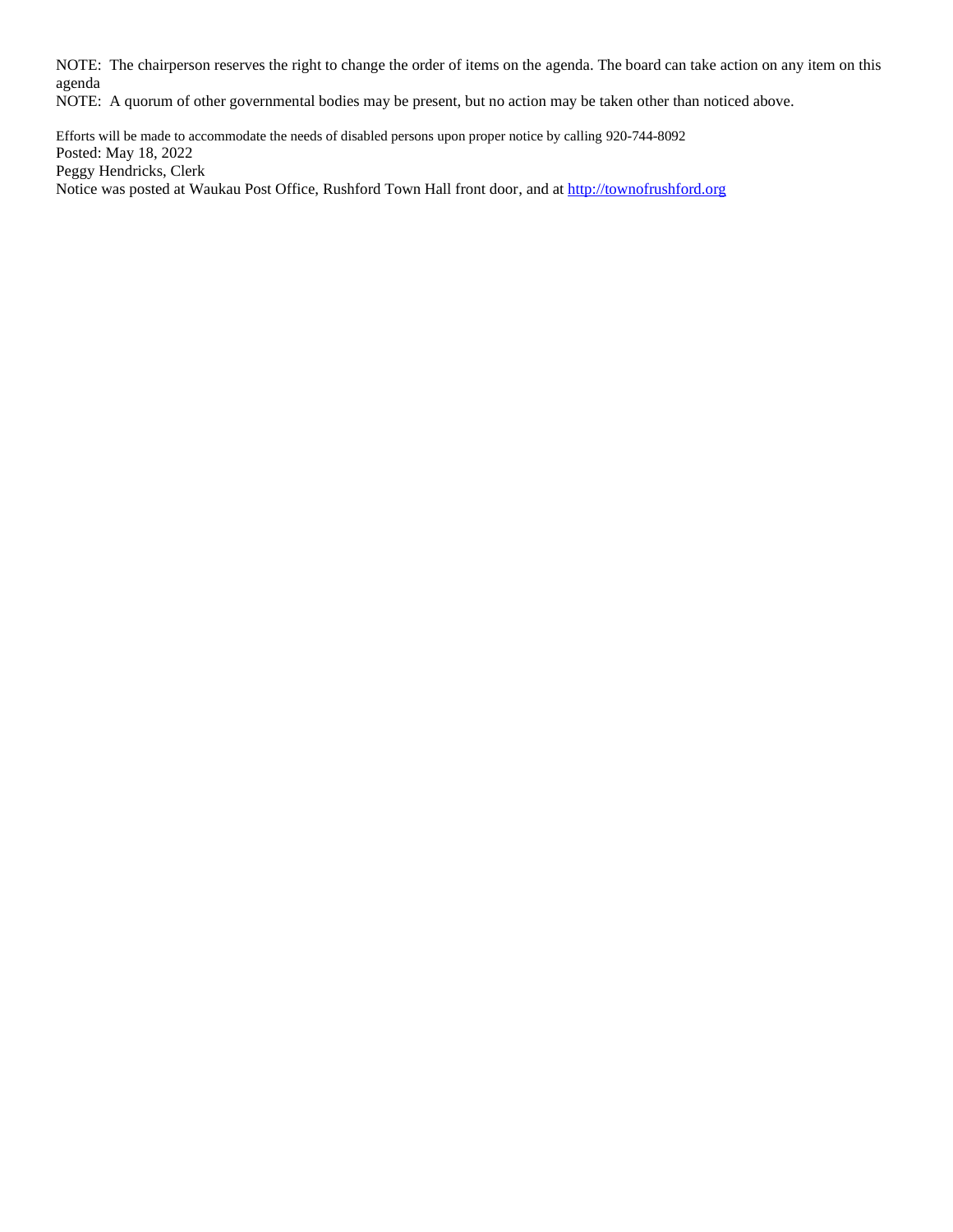NOTE: The chairperson reserves the right to change the order of items on the agenda. The board can take action on any item on this agenda

NOTE: A quorum of other governmental bodies may be present, but no action may be taken other than noticed above.

Efforts will be made to accommodate the needs of disabled persons upon proper notice by calling 920-744-8092

Posted: May 18, 2022

Peggy Hendricks, Clerk

Notice was posted at Waukau Post Office, Rushford Town Hall front door, and at http://townofrushford.org